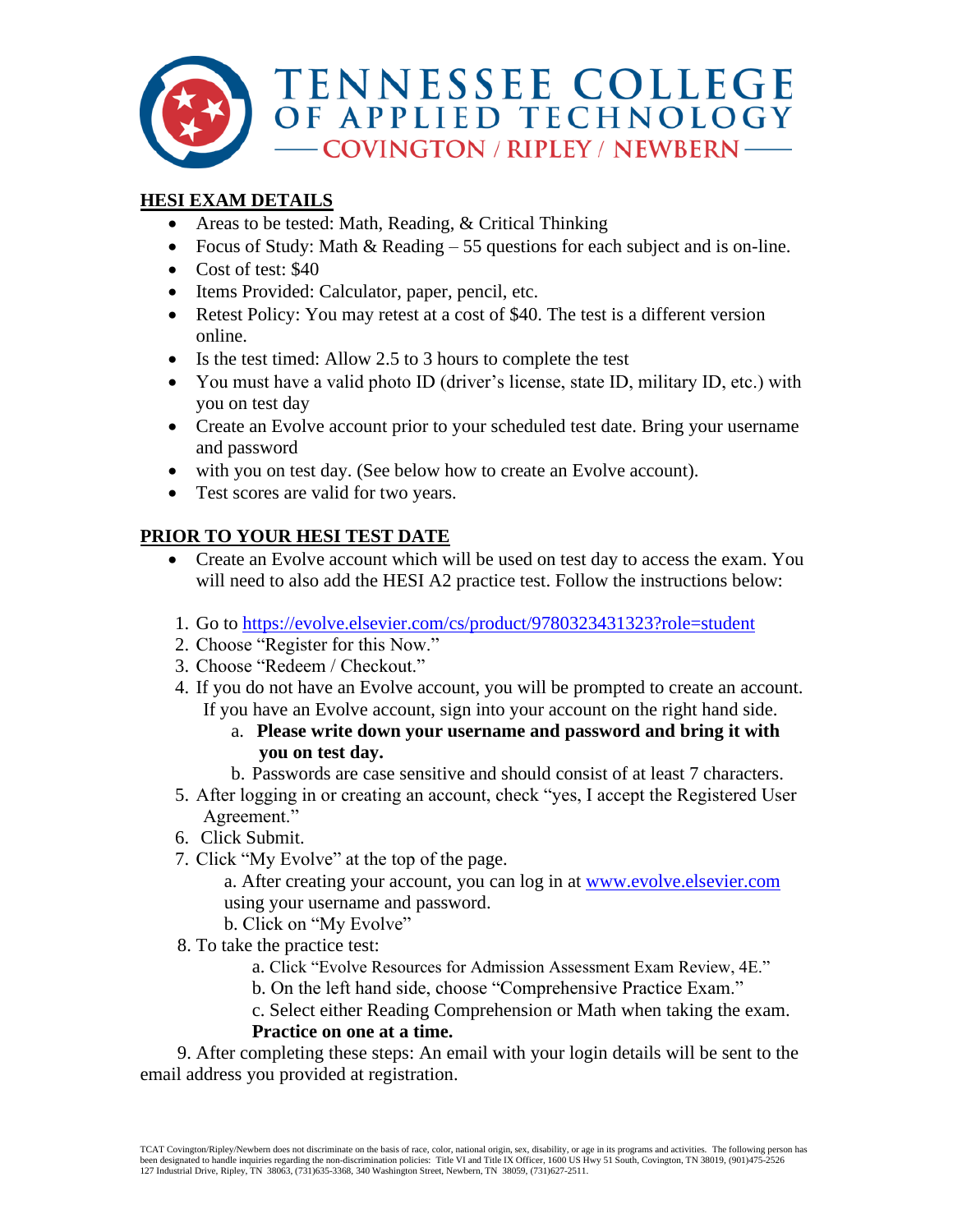# TENNESSEE COLLEGE OF APPLIED TECHNOLOGY

## COVINGTON / RIPLEY / NEWBERN

## HESI EXAM DETAILS

- Areas to be tested: Math, Reading, & Critical Thinking
- Focus of Study: Math & Reading – 55 questions for each subject and is on-line.
- Cost of test: $40
- Items Provided: Calculator, paper, pencil, etc.
- Retest Policy: You may retest at a cost of $40. The test is a different version online.
- Is the test timed: Allow 2.5 to 3 hours to complete the test
- You must have a valid photo ID (driver's license, state ID, military ID, etc.) with you on test day
- Create an Evolve account prior to your scheduled test date. Bring your username and password
- with you on test day. (See below how to create an Evolve account).
- Test scores are valid for two years.

## PRIOR TO YOUR HESI TEST DATE

- Create an Evolve account which will be used on test day to access the exam. You will need to also add the HESI A2 practice test. Follow the instructions below:

1. Go to https://evolve.elsevier.com/cs/product/9780323431323?role=student
2. Choose "Register for this Now."
3. Choose "Redeem / Checkout."
4. If you do not have an Evolve account, you will be prompted to create an account. If you have an Evolve account, sign into your account on the right hand side.
   a. **Please write down your username and password and bring it with you on test day.**
   b. Passwords are case sensitive and should consist of at least 7 characters.
5. After logging in or creating an account, check "yes, I accept the Registered User Agreement."
6. Click Submit.
7. Click "My Evolve" at the top of the page.
   a. After creating your account, you can log in at www.evolve.elsevier.com using your username and password.
   b. Click on "My Evolve"
8. To take the practice test:
   a. Click "Evolve Resources for Admission Assessment Exam Review, 4E."
   b. On the left hand side, choose "Comprehensive Practice Exam."
   c. Select either Reading Comprehension or Math when taking the exam. **Practice on one at a time.**
9. After completing these steps: An email with your login details will be sent to the email address you provided at registration.

TCAT Covington/Ripley/Newbern does not discriminate on the basis of race, color, national origin, sex, disability, or age in its programs and activities. The following person has been designated to handle inquiries regarding the non-discrimination policies: Title VI and Title IX Officer, 1600 US Hwy 51 South, Covington, TN 38019, (901)475-2526 127 Industrial Drive, Ripley, TN 38063, (731)635-3368, 340 Washington Street, Newbern, TN 38059, (731)627-2511.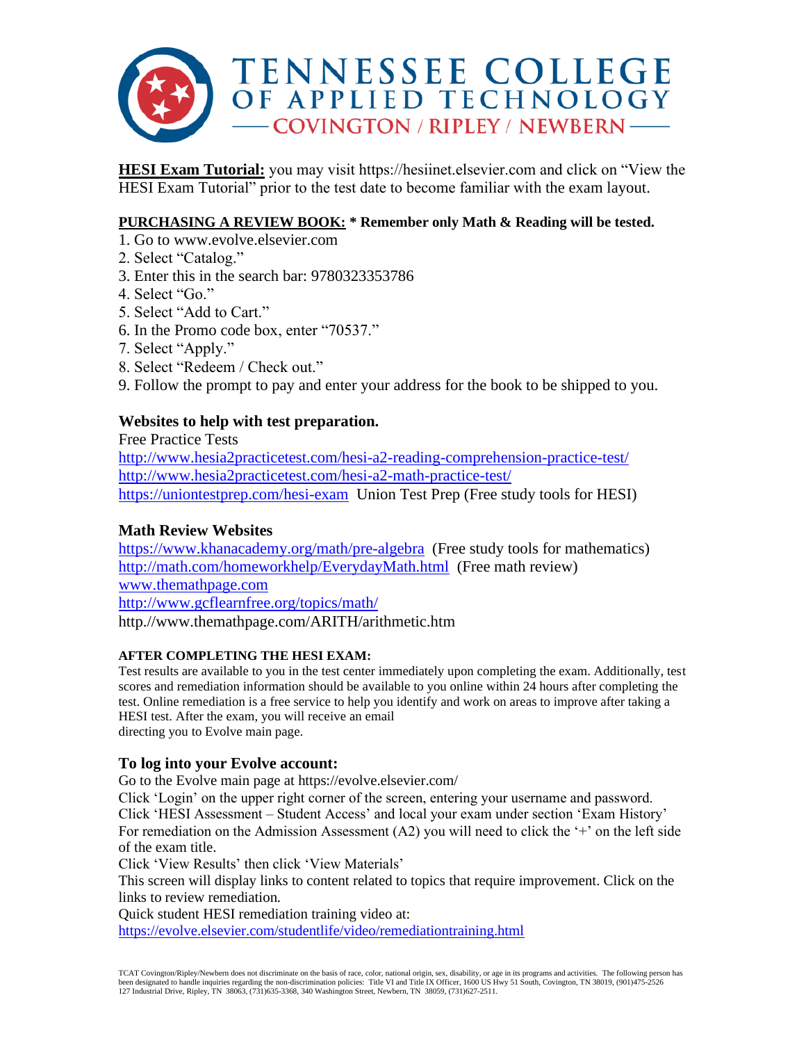# TENNESSEE COLLEGE OF APPLIED TECHNOLOGY
## COVINGTON / RIPLEY / NEWBERN

**HESI Exam Tutorial:** you may visit https://hesiinet.elsevier.com and click on "View the HESI Exam Tutorial" prior to the test date to become familiar with the exam layout.

**PURCHASING A REVIEW BOOK: * Remember only Math & Reading will be tested.**

1. Go to www.evolve.elsevier.com
2. Select "Catalog."
3. Enter this in the search bar: 9780323353786
4. Select "Go."
5. Select "Add to Cart."
6. In the Promo code box, enter "70537."
7. Select "Apply."
8. Select "Redeem / Check out."
9. Follow the prompt to pay and enter your address for the book to be shipped to you.

### Websites to help with test preparation.

Free Practice Tests

http://www.hesia2practicetest.com/hesi-a2-reading-comprehension-practice-test/
http://www.hesia2practicetest.com/hesi-a2-math-practice-test/
https://uniontestprep.com/hesi-exam Union Test Prep (Free study tools for HESI)

### Math Review Websites

https://www.khanacademy.org/math/pre-algebra (Free study tools for mathematics)
http://math.com/homeworkhelp/EverydayMath.html (Free math review)
www.themathpage.com
http://www.gcflearnfree.org/topics/math/
http.//www.themathpage.com/ARITH/arithmetic.htm

**AFTER COMPLETING THE HESI EXAM:**

Test results are available to you in the test center immediately upon completing the exam. Additionally, test scores and remediation information should be available to you online within 24 hours after completing the test. Online remediation is a free service to help you identify and work on areas to improve after taking a HESI test. After the exam, you will receive an email directing you to Evolve main page.

### To log into your Evolve account:

Go to the Evolve main page at https://evolve.elsevier.com/
Click 'Login' on the upper right corner of the screen, entering your username and password.
Click 'HESI Assessment – Student Access' and local your exam under section 'Exam History'
For remediation on the Admission Assessment (A2) you will need to click the '+' on the left side of the exam title.
Click 'View Results' then click 'View Materials'
This screen will display links to content related to topics that require improvement. Click on the links to review remediation.
Quick student HESI remediation training video at:
https://evolve.elsevier.com/studentlife/video/remediationtraining.html

TCAT Covington/Ripley/Newbern does not discriminate on the basis of race, color, national origin, sex, disability, or age in its programs and activities. The following person has been designated to handle inquiries regarding the non-discrimination policies: Title VI and Title IX Officer, 1600 US Hwy 51 South, Covington, TN 38019, (901)475-2526 127 Industrial Drive, Ripley, TN 38063, (731)635-3368, 340 Washington Street, Newbern, TN 38059, (731)627-2511.